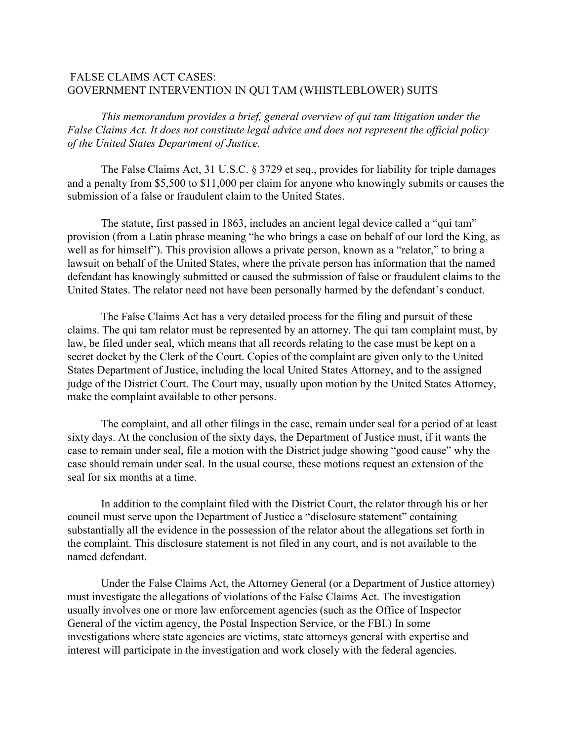# FALSE CLAIMS ACT CASES: GOVERNMENT INTERVENTION IN QUI TAM (WHISTLEBLOWER) SUITS

*This memorandum provides a brief, general overview of qui tam litigation under the False Claims Act. It does not constitute legal advice and does not represent the official policy of the United States Department of Justice.*

The False Claims Act, 31 U.S.C. § 3729 et seq., provides for liability for triple damages and a penalty from $5,500 to $11,000 per claim for anyone who knowingly submits or causes the submission of a false or fraudulent claim to the United States.

The statute, first passed in 1863, includes an ancient legal device called a "qui tam" provision (from a Latin phrase meaning "he who brings a case on behalf of our lord the King, as well as for himself"). This provision allows a private person, known as a "relator," to bring a lawsuit on behalf of the United States, where the private person has information that the named defendant has knowingly submitted or caused the submission of false or fraudulent claims to the United States. The relator need not have been personally harmed by the defendant's conduct.

The False Claims Act has a very detailed process for the filing and pursuit of these claims. The qui tam relator must be represented by an attorney. The qui tam complaint must, by law, be filed under seal, which means that all records relating to the case must be kept on a secret docket by the Clerk of the Court. Copies of the complaint are given only to the United States Department of Justice, including the local United States Attorney, and to the assigned judge of the District Court. The Court may, usually upon motion by the United States Attorney, make the complaint available to other persons.

The complaint, and all other filings in the case, remain under seal for a period of at least sixty days. At the conclusion of the sixty days, the Department of Justice must, if it wants the case to remain under seal, file a motion with the District judge showing "good cause" why the case should remain under seal. In the usual course, these motions request an extension of the seal for six months at a time.

In addition to the complaint filed with the District Court, the relator through his or her council must serve upon the Department of Justice a "disclosure statement" containing substantially all the evidence in the possession of the relator about the allegations set forth in the complaint. This disclosure statement is not filed in any court, and is not available to the named defendant.

Under the False Claims Act, the Attorney General (or a Department of Justice attorney) must investigate the allegations of violations of the False Claims Act. The investigation usually involves one or more law enforcement agencies (such as the Office of Inspector General of the victim agency, the Postal Inspection Service, or the FBI.) In some investigations where state agencies are victims, state attorneys general with expertise and interest will participate in the investigation and work closely with the federal agencies.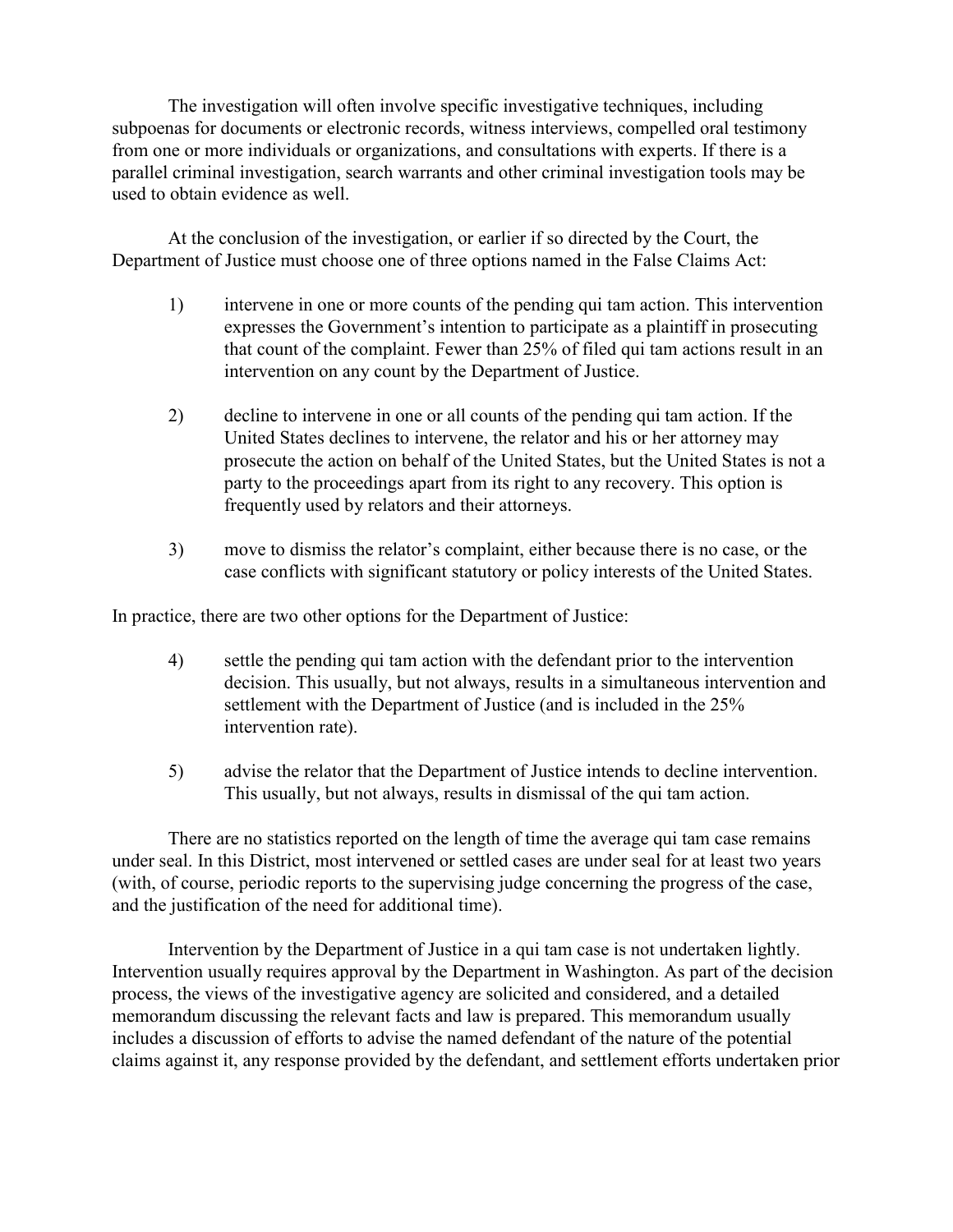The investigation will often involve specific investigative techniques, including subpoenas for documents or electronic records, witness interviews, compelled oral testimony from one or more individuals or organizations, and consultations with experts. If there is a parallel criminal investigation, search warrants and other criminal investigation tools may be used to obtain evidence as well.

At the conclusion of the investigation, or earlier if so directed by the Court, the Department of Justice must choose one of three options named in the False Claims Act:

1) intervene in one or more counts of the pending qui tam action. This intervention expresses the Government's intention to participate as a plaintiff in prosecuting that count of the complaint. Fewer than 25% of filed qui tam actions result in an intervention on any count by the Department of Justice.

2) decline to intervene in one or all counts of the pending qui tam action. If the United States declines to intervene, the relator and his or her attorney may prosecute the action on behalf of the United States, but the United States is not a party to the proceedings apart from its right to any recovery. This option is frequently used by relators and their attorneys.

3) move to dismiss the relator's complaint, either because there is no case, or the case conflicts with significant statutory or policy interests of the United States.

In practice, there are two other options for the Department of Justice:

4) settle the pending qui tam action with the defendant prior to the intervention decision. This usually, but not always, results in a simultaneous intervention and settlement with the Department of Justice (and is included in the 25% intervention rate).

5) advise the relator that the Department of Justice intends to decline intervention. This usually, but not always, results in dismissal of the qui tam action.

There are no statistics reported on the length of time the average qui tam case remains under seal. In this District, most intervened or settled cases are under seal for at least two years (with, of course, periodic reports to the supervising judge concerning the progress of the case, and the justification of the need for additional time).

Intervention by the Department of Justice in a qui tam case is not undertaken lightly. Intervention usually requires approval by the Department in Washington. As part of the decision process, the views of the investigative agency are solicited and considered, and a detailed memorandum discussing the relevant facts and law is prepared. This memorandum usually includes a discussion of efforts to advise the named defendant of the nature of the potential claims against it, any response provided by the defendant, and settlement efforts undertaken prior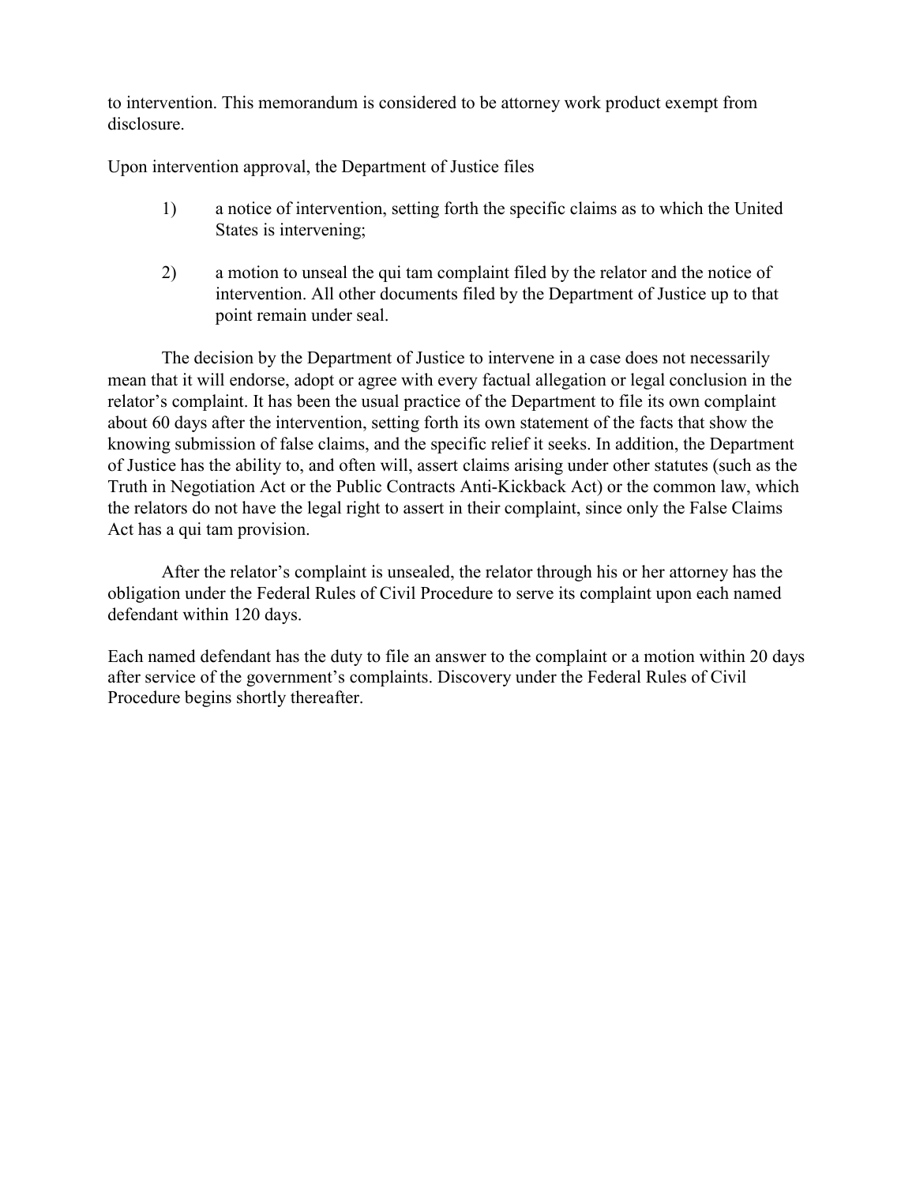to intervention. This memorandum is considered to be attorney work product exempt from disclosure.

Upon intervention approval, the Department of Justice files

1) a notice of intervention, setting forth the specific claims as to which the United States is intervening;

2) a motion to unseal the qui tam complaint filed by the relator and the notice of intervention. All other documents filed by the Department of Justice up to that point remain under seal.

The decision by the Department of Justice to intervene in a case does not necessarily mean that it will endorse, adopt or agree with every factual allegation or legal conclusion in the relator's complaint. It has been the usual practice of the Department to file its own complaint about 60 days after the intervention, setting forth its own statement of the facts that show the knowing submission of false claims, and the specific relief it seeks. In addition, the Department of Justice has the ability to, and often will, assert claims arising under other statutes (such as the Truth in Negotiation Act or the Public Contracts Anti-Kickback Act) or the common law, which the relators do not have the legal right to assert in their complaint, since only the False Claims Act has a qui tam provision.

After the relator's complaint is unsealed, the relator through his or her attorney has the obligation under the Federal Rules of Civil Procedure to serve its complaint upon each named defendant within 120 days.

Each named defendant has the duty to file an answer to the complaint or a motion within 20 days after service of the government's complaints. Discovery under the Federal Rules of Civil Procedure begins shortly thereafter.